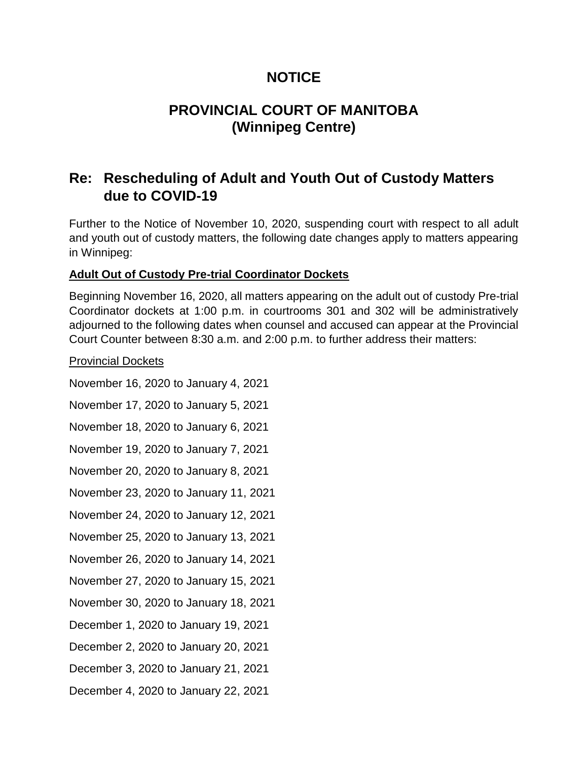# NOTICE

# PROVINCIAL COURT OF MANITOBA
# (Winnipeg Centre)

## Re: Rescheduling of Adult and Youth Out of Custody Matters due to COVID-19

Further to the Notice of November 10, 2020, suspending court with respect to all adult and youth out of custody matters, the following date changes apply to matters appearing in Winnipeg:

**Adult Out of Custody Pre-trial Coordinator Dockets**

Beginning November 16, 2020, all matters appearing on the adult out of custody Pre-trial Coordinator dockets at 1:00 p.m. in courtrooms 301 and 302 will be administratively adjourned to the following dates when counsel and accused can appear at the Provincial Court Counter between 8:30 a.m. and 2:00 p.m. to further address their matters:

Provincial Dockets

November 16, 2020 to January 4, 2021

November 17, 2020 to January 5, 2021

November 18, 2020 to January 6, 2021

November 19, 2020 to January 7, 2021

November 20, 2020 to January 8, 2021

November 23, 2020 to January 11, 2021

November 24, 2020 to January 12, 2021

November 25, 2020 to January 13, 2021

November 26, 2020 to January 14, 2021

November 27, 2020 to January 15, 2021

November 30, 2020 to January 18, 2021

December 1, 2020 to January 19, 2021

December 2, 2020 to January 20, 2021

December 3, 2020 to January 21, 2021

December 4, 2020 to January 22, 2021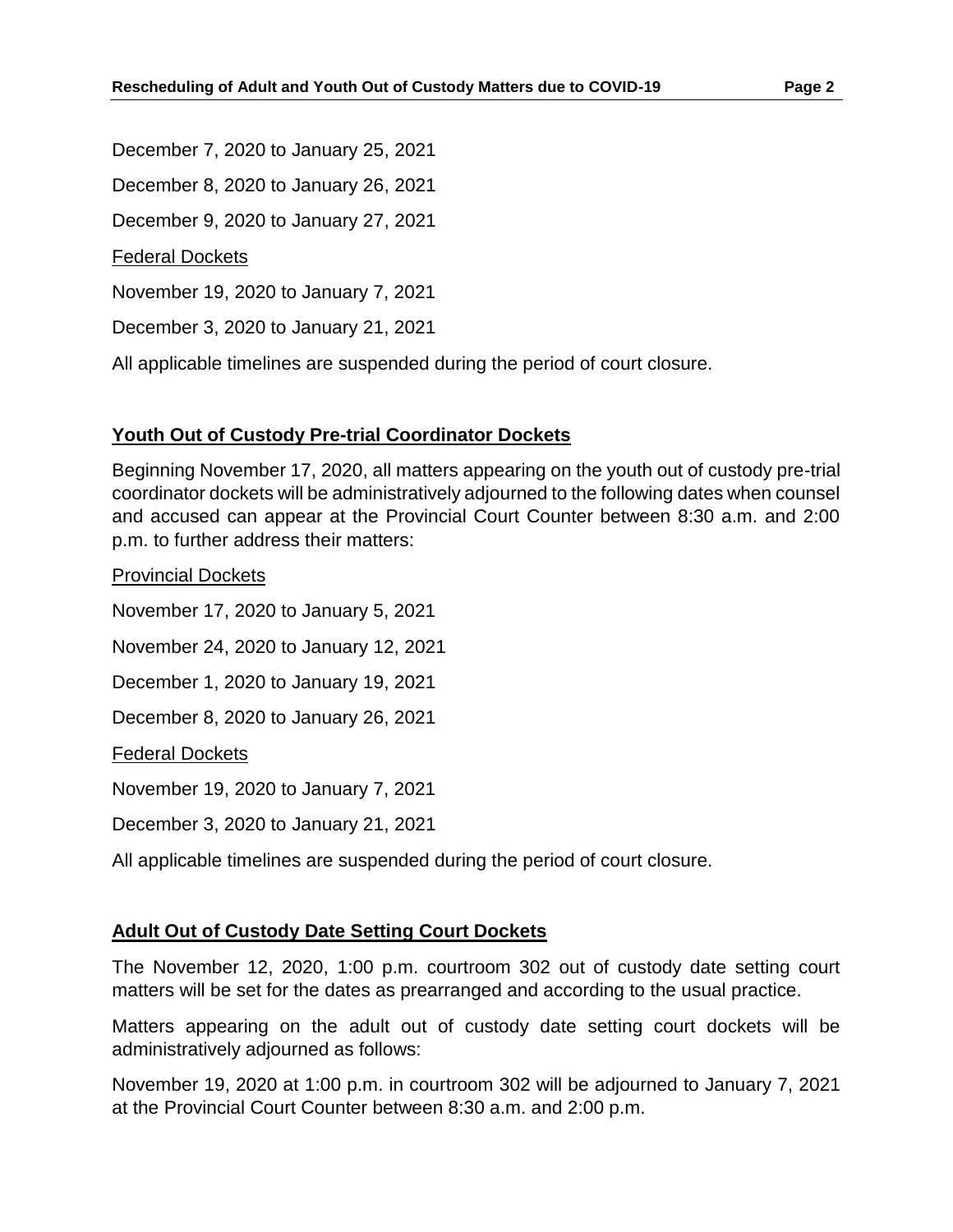December 7, 2020 to January 25, 2021

December 8, 2020 to January 26, 2021

December 9, 2020 to January 27, 2021

Federal Dockets

November 19, 2020 to January 7, 2021

December 3, 2020 to January 21, 2021

All applicable timelines are suspended during the period of court closure.

## Youth Out of Custody Pre-trial Coordinator Dockets

Beginning November 17, 2020, all matters appearing on the youth out of custody pre-trial coordinator dockets will be administratively adjourned to the following dates when counsel and accused can appear at the Provincial Court Counter between 8:30 a.m. and 2:00 p.m. to further address their matters:

Provincial Dockets

November 17, 2020 to January 5, 2021

November 24, 2020 to January 12, 2021

December 1, 2020 to January 19, 2021

December 8, 2020 to January 26, 2021

Federal Dockets

November 19, 2020 to January 7, 2021

December 3, 2020 to January 21, 2021

All applicable timelines are suspended during the period of court closure.

## Adult Out of Custody Date Setting Court Dockets

The November 12, 2020, 1:00 p.m. courtroom 302 out of custody date setting court matters will be set for the dates as prearranged and according to the usual practice.

Matters appearing on the adult out of custody date setting court dockets will be administratively adjourned as follows:

November 19, 2020 at 1:00 p.m. in courtroom 302 will be adjourned to January 7, 2021 at the Provincial Court Counter between 8:30 a.m. and 2:00 p.m.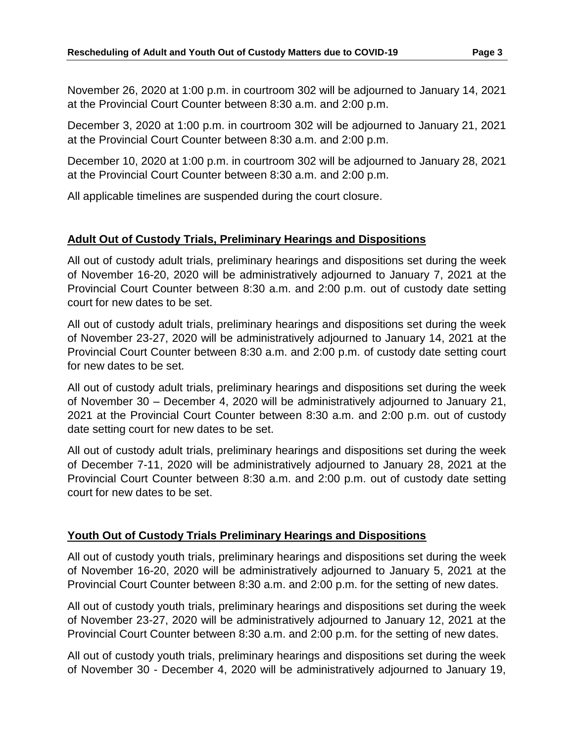November 26, 2020 at 1:00 p.m. in courtroom 302 will be adjourned to January 14, 2021 at the Provincial Court Counter between 8:30 a.m. and 2:00 p.m.

December 3, 2020 at 1:00 p.m. in courtroom 302 will be adjourned to January 21, 2021 at the Provincial Court Counter between 8:30 a.m. and 2:00 p.m.

December 10, 2020 at 1:00 p.m. in courtroom 302 will be adjourned to January 28, 2021 at the Provincial Court Counter between 8:30 a.m. and 2:00 p.m.

All applicable timelines are suspended during the court closure.

## Adult Out of Custody Trials, Preliminary Hearings and Dispositions

All out of custody adult trials, preliminary hearings and dispositions set during the week of November 16-20, 2020 will be administratively adjourned to January 7, 2021 at the Provincial Court Counter between 8:30 a.m. and 2:00 p.m. out of custody date setting court for new dates to be set.

All out of custody adult trials, preliminary hearings and dispositions set during the week of November 23-27, 2020 will be administratively adjourned to January 14, 2021 at the Provincial Court Counter between 8:30 a.m. and 2:00 p.m. of custody date setting court for new dates to be set.

All out of custody adult trials, preliminary hearings and dispositions set during the week of November 30 – December 4, 2020 will be administratively adjourned to January 21, 2021 at the Provincial Court Counter between 8:30 a.m. and 2:00 p.m. out of custody date setting court for new dates to be set.

All out of custody adult trials, preliminary hearings and dispositions set during the week of December 7-11, 2020 will be administratively adjourned to January 28, 2021 at the Provincial Court Counter between 8:30 a.m. and 2:00 p.m. out of custody date setting court for new dates to be set.

## Youth Out of Custody Trials Preliminary Hearings and Dispositions

All out of custody youth trials, preliminary hearings and dispositions set during the week of November 16-20, 2020 will be administratively adjourned to January 5, 2021 at the Provincial Court Counter between 8:30 a.m. and 2:00 p.m. for the setting of new dates.

All out of custody youth trials, preliminary hearings and dispositions set during the week of November 23-27, 2020 will be administratively adjourned to January 12, 2021 at the Provincial Court Counter between 8:30 a.m. and 2:00 p.m. for the setting of new dates.

All out of custody youth trials, preliminary hearings and dispositions set during the week of November 30 - December 4, 2020 will be administratively adjourned to January 19,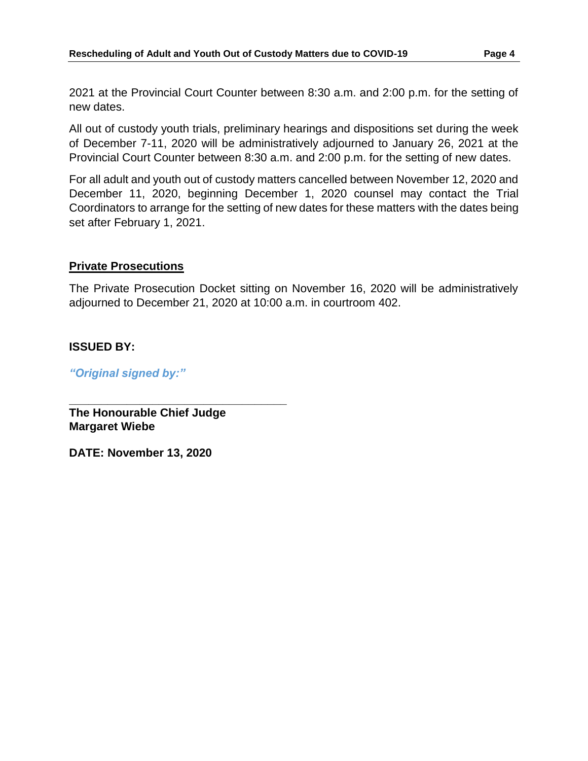2021 at the Provincial Court Counter between 8:30 a.m. and 2:00 p.m. for the setting of new dates.

All out of custody youth trials, preliminary hearings and dispositions set during the week of December 7-11, 2020 will be administratively adjourned to January 26, 2021 at the Provincial Court Counter between 8:30 a.m. and 2:00 p.m. for the setting of new dates.

For all adult and youth out of custody matters cancelled between November 12, 2020 and December 11, 2020, beginning December 1, 2020 counsel may contact the Trial Coordinators to arrange for the setting of new dates for these matters with the dates being set after February 1, 2021.

## Private Prosecutions

The Private Prosecution Docket sitting on November 16, 2020 will be administratively adjourned to December 21, 2020 at 10:00 a.m. in courtroom 402.

**ISSUED BY:**

***"Original signed by:"***

\_\_\_\_\_\_\_\_\_\_\_\_\_\_\_\_\_\_\_\_\_\_\_\_\_\_\_\_\_\_\_\_\_\_\_\_

**The Honourable Chief Judge**
**Margaret Wiebe**

**DATE: November 13, 2020**